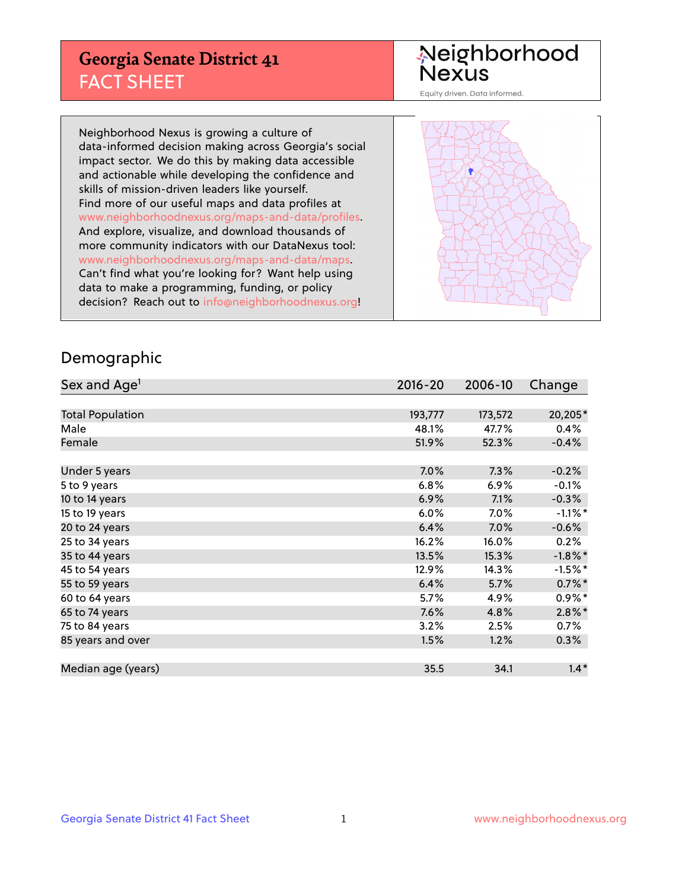# Georgia Senate District 41

## FACT SHEET

Neighborhood Nexus

Equity driven. Data informed.

Neighborhood Nexus is growing a culture of data-informed decision making across Georgia's social impact sector. We do this by making data accessible and actionable while developing the confidence and skills of mission-driven leaders like yourself. Find more of our useful maps and data profiles at www.neighborhoodnexus.org/maps-and-data/profiles. And explore, visualize, and download thousands of more community indicators with our DataNexus tool: www.neighborhoodnexus.org/maps-and-data/maps. Can't find what you're looking for? Want help using data to make a programming, funding, or policy decision? Reach out to info@neighborhoodnexus.org!

## Demographic

| Sex and Age[1] | 2016-20 | 2006-10 | Change |
|---|---|---|---|
| Total Population | 193,777 | 173,572 | 20,205* |
| Male | 48.1% | 47.7% | 0.4% |
| Female | 51.9% | 52.3% | -0.4% |
| | | | |
| Under 5 years | 7.0% | 7.3% | -0.2% |
| 5 to 9 years | 6.8% | 6.9% | -0.1% |
| 10 to 14 years | 6.9% | 7.1% | -0.3% |
| 15 to 19 years | 6.0% | 7.0% | -1.1%* |
| 20 to 24 years | 6.4% | 7.0% | -0.6% |
| 25 to 34 years | 16.2% | 16.0% | 0.2% |
| 35 to 44 years | 13.5% | 15.3% | -1.8%* |
| 45 to 54 years | 12.9% | 14.3% | -1.5%* |
| 55 to 59 years | 6.4% | 5.7% | 0.7%* |
| 60 to 64 years | 5.7% | 4.9% | 0.9%* |
| 65 to 74 years | 7.6% | 4.8% | 2.8%* |
| 75 to 84 years | 3.2% | 2.5% | 0.7% |
| 85 years and over | 1.5% | 1.2% | 0.3% |
| | | | |
| Median age (years) | 35.5 | 34.1 | 1.4* |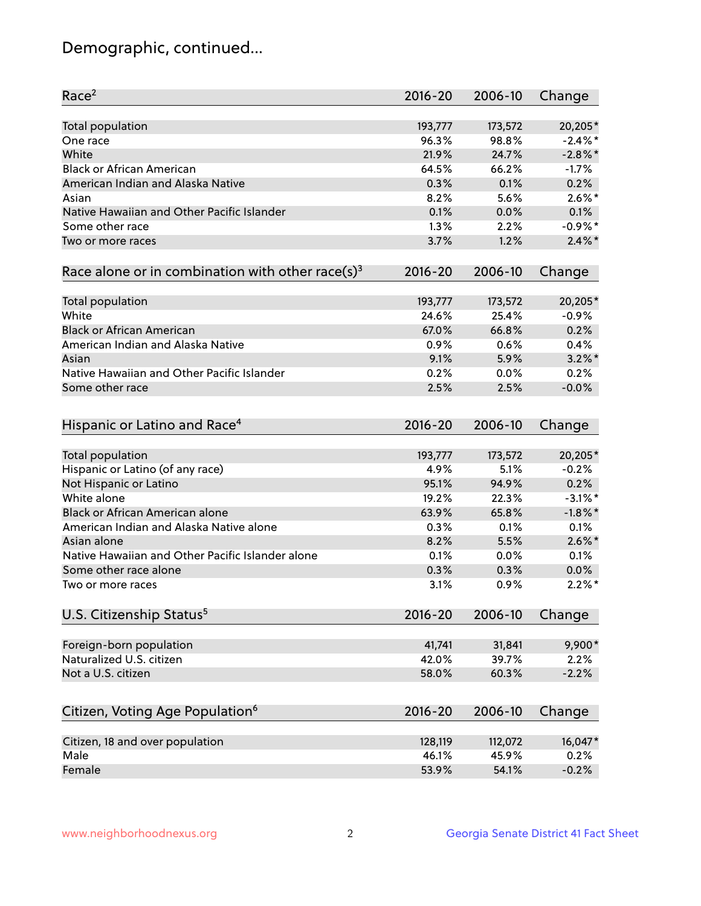# Demographic, continued...

| Race[2] | 2016-20 | 2006-10 | Change |
|---|---|---|---|
| Total population | 193,777 | 173,572 | 20,205* |
| One race | 96.3% | 98.8% | -2.4%* |
| White | 21.9% | 24.7% | -2.8%* |
| Black or African American | 64.5% | 66.2% | -1.7% |
| American Indian and Alaska Native | 0.3% | 0.1% | 0.2% |
| Asian | 8.2% | 5.6% | 2.6%* |
| Native Hawaiian and Other Pacific Islander | 0.1% | 0.0% | 0.1% |
| Some other race | 1.3% | 2.2% | -0.9%* |
| Two or more races | 3.7% | 1.2% | 2.4%* |

| Race alone or in combination with other race(s)[3] | 2016-20 | 2006-10 | Change |
|---|---|---|---|
| Total population | 193,777 | 173,572 | 20,205* |
| White | 24.6% | 25.4% | -0.9% |
| Black or African American | 67.0% | 66.8% | 0.2% |
| American Indian and Alaska Native | 0.9% | 0.6% | 0.4% |
| Asian | 9.1% | 5.9% | 3.2%* |
| Native Hawaiian and Other Pacific Islander | 0.2% | 0.0% | 0.2% |
| Some other race | 2.5% | 2.5% | -0.0% |

| Hispanic or Latino and Race[4] | 2016-20 | 2006-10 | Change |
|---|---|---|---|
| Total population | 193,777 | 173,572 | 20,205* |
| Hispanic or Latino (of any race) | 4.9% | 5.1% | -0.2% |
| Not Hispanic or Latino | 95.1% | 94.9% | 0.2% |
| White alone | 19.2% | 22.3% | -3.1%* |
| Black or African American alone | 63.9% | 65.8% | -1.8%* |
| American Indian and Alaska Native alone | 0.3% | 0.1% | 0.1% |
| Asian alone | 8.2% | 5.5% | 2.6%* |
| Native Hawaiian and Other Pacific Islander alone | 0.1% | 0.0% | 0.1% |
| Some other race alone | 0.3% | 0.3% | 0.0% |
| Two or more races | 3.1% | 0.9% | 2.2%* |

| U.S. Citizenship Status[5] | 2016-20 | 2006-10 | Change |
|---|---|---|---|
| Foreign-born population | 41,741 | 31,841 | 9,900* |
| Naturalized U.S. citizen | 42.0% | 39.7% | 2.2% |
| Not a U.S. citizen | 58.0% | 60.3% | -2.2% |

| Citizen, Voting Age Population[6] | 2016-20 | 2006-10 | Change |
|---|---|---|---|
| Citizen, 18 and over population | 128,119 | 112,072 | 16,047* |
| Male | 46.1% | 45.9% | 0.2% |
| Female | 53.9% | 54.1% | -0.2% |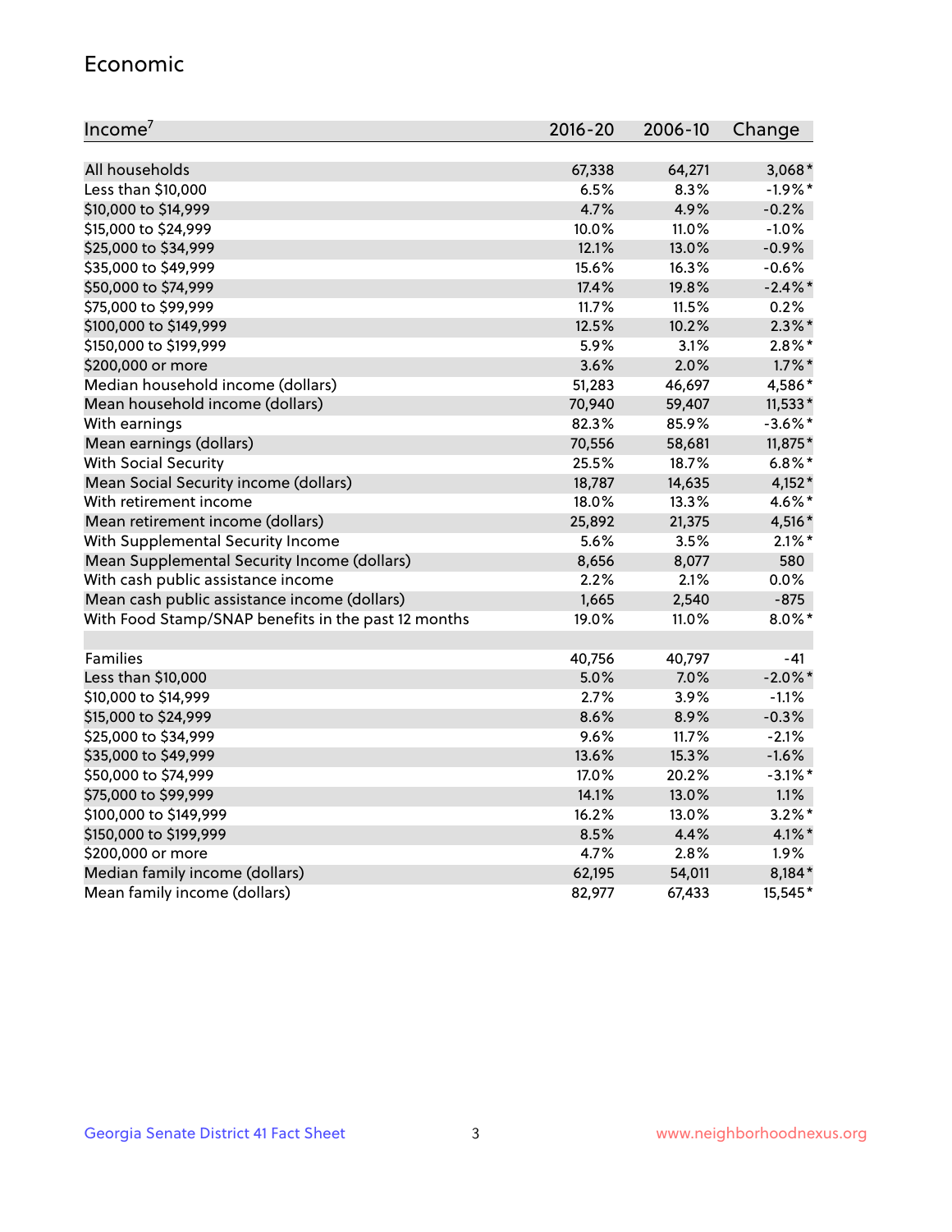## Economic

| Income[7] | 2016-20 | 2006-10 | Change |
|---|---|---|---|
| All households | 67,338 | 64,271 | 3,068* |
| Less than $10,000 | 6.5% | 8.3% | -1.9%* |
| $10,000 to $14,999 | 4.7% | 4.9% | -0.2% |
| $15,000 to $24,999 | 10.0% | 11.0% | -1.0% |
| $25,000 to $34,999 | 12.1% | 13.0% | -0.9% |
| $35,000 to $49,999 | 15.6% | 16.3% | -0.6% |
| $50,000 to $74,999 | 17.4% | 19.8% | -2.4%* |
| $75,000 to $99,999 | 11.7% | 11.5% | 0.2% |
| $100,000 to $149,999 | 12.5% | 10.2% | 2.3%* |
| $150,000 to $199,999 | 5.9% | 3.1% | 2.8%* |
| $200,000 or more | 3.6% | 2.0% | 1.7%* |
| Median household income (dollars) | 51,283 | 46,697 | 4,586* |
| Mean household income (dollars) | 70,940 | 59,407 | 11,533* |
| With earnings | 82.3% | 85.9% | -3.6%* |
| Mean earnings (dollars) | 70,556 | 58,681 | 11,875* |
| With Social Security | 25.5% | 18.7% | 6.8%* |
| Mean Social Security income (dollars) | 18,787 | 14,635 | 4,152* |
| With retirement income | 18.0% | 13.3% | 4.6%* |
| Mean retirement income (dollars) | 25,892 | 21,375 | 4,516* |
| With Supplemental Security Income | 5.6% | 3.5% | 2.1%* |
| Mean Supplemental Security Income (dollars) | 8,656 | 8,077 | 580 |
| With cash public assistance income | 2.2% | 2.1% | 0.0% |
| Mean cash public assistance income (dollars) | 1,665 | 2,540 | -875 |
| With Food Stamp/SNAP benefits in the past 12 months | 19.0% | 11.0% | 8.0%* |
| | | | |
| Families | 40,756 | 40,797 | -41 |
| Less than $10,000 | 5.0% | 7.0% | -2.0%* |
| $10,000 to $14,999 | 2.7% | 3.9% | -1.1% |
| $15,000 to $24,999 | 8.6% | 8.9% | -0.3% |
| $25,000 to $34,999 | 9.6% | 11.7% | -2.1% |
| $35,000 to $49,999 | 13.6% | 15.3% | -1.6% |
| $50,000 to $74,999 | 17.0% | 20.2% | -3.1%* |
| $75,000 to $99,999 | 14.1% | 13.0% | 1.1% |
| $100,000 to $149,999 | 16.2% | 13.0% | 3.2%* |
| $150,000 to $199,999 | 8.5% | 4.4% | 4.1%* |
| $200,000 or more | 4.7% | 2.8% | 1.9% |
| Median family income (dollars) | 62,195 | 54,011 | 8,184* |
| Mean family income (dollars) | 82,977 | 67,433 | 15,545* |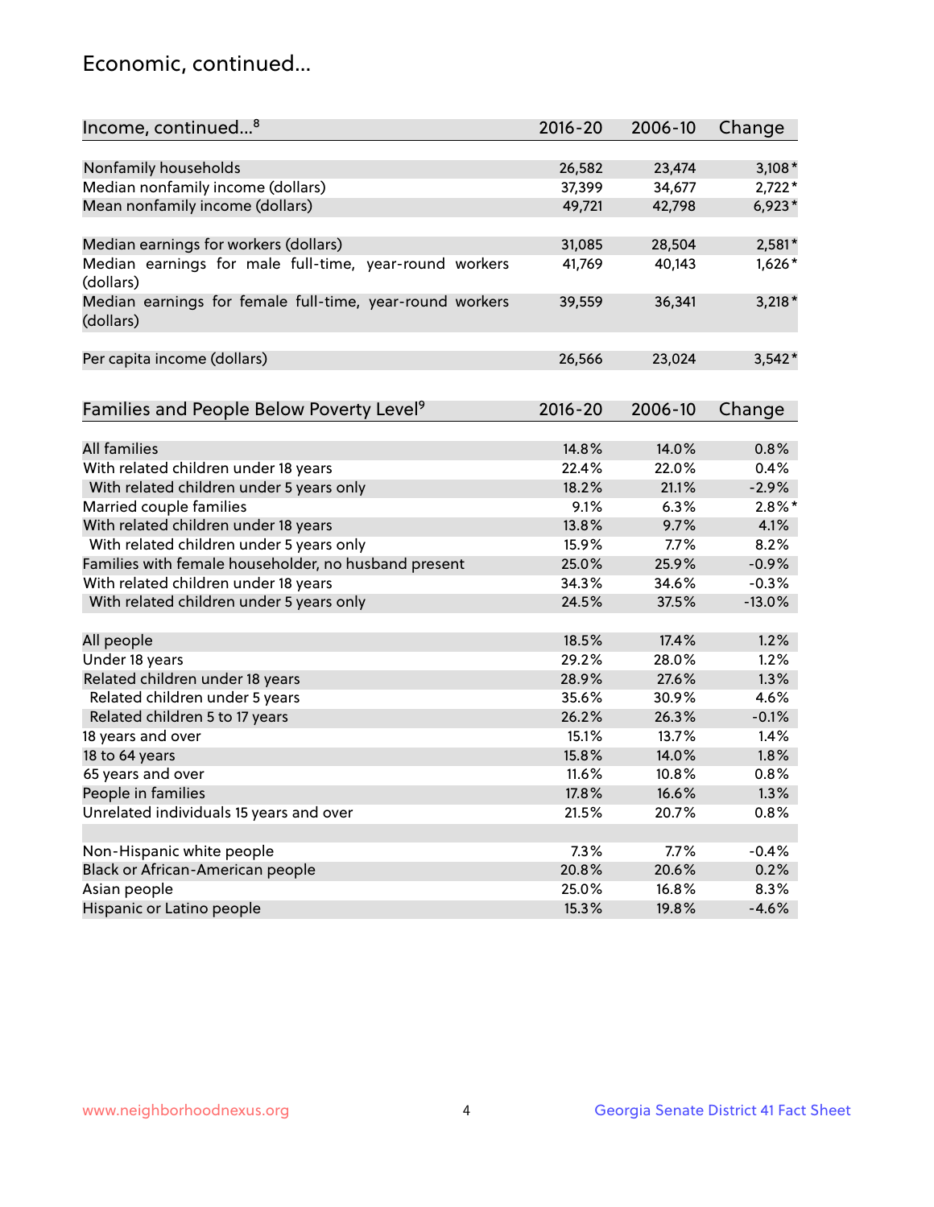## Economic, continued...

| Income, continued...[8] | 2016-20 | 2006-10 | Change |
|---|---|---|---|
| Nonfamily households | 26,582 | 23,474 | 3,108* |
| Median nonfamily income (dollars) | 37,399 | 34,677 | 2,722* |
| Mean nonfamily income (dollars) | 49,721 | 42,798 | 6,923* |
| Median earnings for workers (dollars) | 31,085 | 28,504 | 2,581* |
| Median earnings for male full-time, year-round workers (dollars) | 41,769 | 40,143 | 1,626* |
| Median earnings for female full-time, year-round workers (dollars) | 39,559 | 36,341 | 3,218* |
| Per capita income (dollars) | 26,566 | 23,024 | 3,542* |

| Families and People Below Poverty Level[9] | 2016-20 | 2006-10 | Change |
|---|---|---|---|
| All families | 14.8% | 14.0% | 0.8% |
| With related children under 18 years | 22.4% | 22.0% | 0.4% |
| With related children under 5 years only | 18.2% | 21.1% | -2.9% |
| Married couple families | 9.1% | 6.3% | 2.8%* |
| With related children under 18 years | 13.8% | 9.7% | 4.1% |
| With related children under 5 years only | 15.9% | 7.7% | 8.2% |
| Families with female householder, no husband present | 25.0% | 25.9% | -0.9% |
| With related children under 18 years | 34.3% | 34.6% | -0.3% |
| With related children under 5 years only | 24.5% | 37.5% | -13.0% |
| All people | 18.5% | 17.4% | 1.2% |
| Under 18 years | 29.2% | 28.0% | 1.2% |
| Related children under 18 years | 28.9% | 27.6% | 1.3% |
| Related children under 5 years | 35.6% | 30.9% | 4.6% |
| Related children 5 to 17 years | 26.2% | 26.3% | -0.1% |
| 18 years and over | 15.1% | 13.7% | 1.4% |
| 18 to 64 years | 15.8% | 14.0% | 1.8% |
| 65 years and over | 11.6% | 10.8% | 0.8% |
| People in families | 17.8% | 16.6% | 1.3% |
| Unrelated individuals 15 years and over | 21.5% | 20.7% | 0.8% |
| Non-Hispanic white people | 7.3% | 7.7% | -0.4% |
| Black or African-American people | 20.8% | 20.6% | 0.2% |
| Asian people | 25.0% | 16.8% | 8.3% |
| Hispanic or Latino people | 15.3% | 19.8% | -4.6% |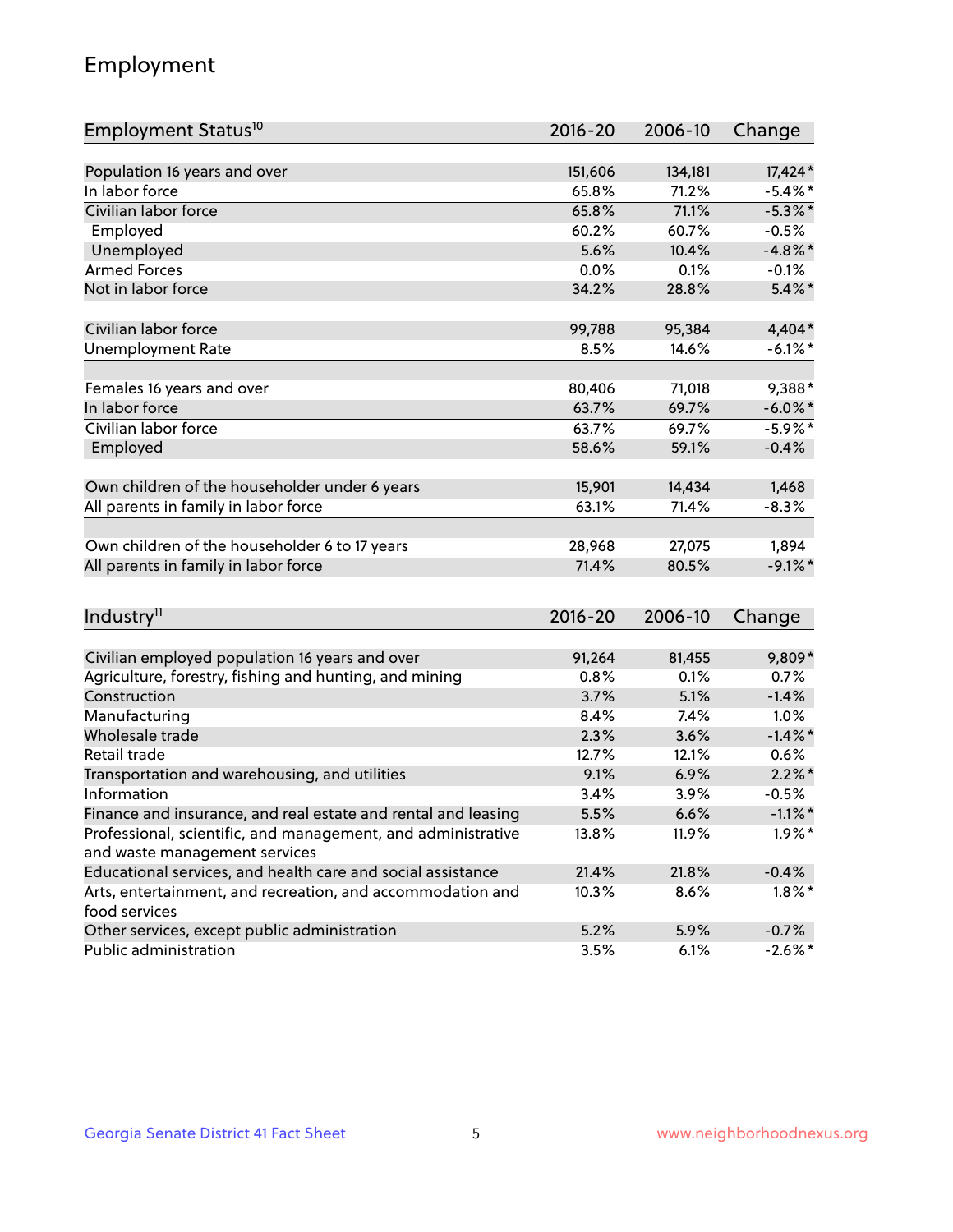## Employment

| Employment Status[10] | 2016-20 | 2006-10 | Change |
|---|---|---|---|
| Population 16 years and over | 151,606 | 134,181 | 17,424* |
| In labor force | 65.8% | 71.2% | -5.4%* |
| Civilian labor force | 65.8% | 71.1% | -5.3%* |
| Employed | 60.2% | 60.7% | -0.5% |
| Unemployed | 5.6% | 10.4% | -4.8%* |
| Armed Forces | 0.0% | 0.1% | -0.1% |
| Not in labor force | 34.2% | 28.8% | 5.4%* |
| | | | |
| Civilian labor force | 99,788 | 95,384 | 4,404* |
| Unemployment Rate | 8.5% | 14.6% | -6.1%* |
| | | | |
| Females 16 years and over | 80,406 | 71,018 | 9,388* |
| In labor force | 63.7% | 69.7% | -6.0%* |
| Civilian labor force | 63.7% | 69.7% | -5.9%* |
| Employed | 58.6% | 59.1% | -0.4% |
| | | | |
| Own children of the householder under 6 years | 15,901 | 14,434 | 1,468 |
| All parents in family in labor force | 63.1% | 71.4% | -8.3% |
| | | | |
| Own children of the householder 6 to 17 years | 28,968 | 27,075 | 1,894 |
| All parents in family in labor force | 71.4% | 80.5% | -9.1%* |

| Industry[11] | 2016-20 | 2006-10 | Change |
|---|---|---|---|
| Civilian employed population 16 years and over | 91,264 | 81,455 | 9,809* |
| Agriculture, forestry, fishing and hunting, and mining | 0.8% | 0.1% | 0.7% |
| Construction | 3.7% | 5.1% | -1.4% |
| Manufacturing | 8.4% | 7.4% | 1.0% |
| Wholesale trade | 2.3% | 3.6% | -1.4%* |
| Retail trade | 12.7% | 12.1% | 0.6% |
| Transportation and warehousing, and utilities | 9.1% | 6.9% | 2.2%* |
| Information | 3.4% | 3.9% | -0.5% |
| Finance and insurance, and real estate and rental and leasing | 5.5% | 6.6% | -1.1%* |
| Professional, scientific, and management, and administrative and waste management services | 13.8% | 11.9% | 1.9%* |
| Educational services, and health care and social assistance | 21.4% | 21.8% | -0.4% |
| Arts, entertainment, and recreation, and accommodation and food services | 10.3% | 8.6% | 1.8%* |
| Other services, except public administration | 5.2% | 5.9% | -0.7% |
| Public administration | 3.5% | 6.1% | -2.6%* |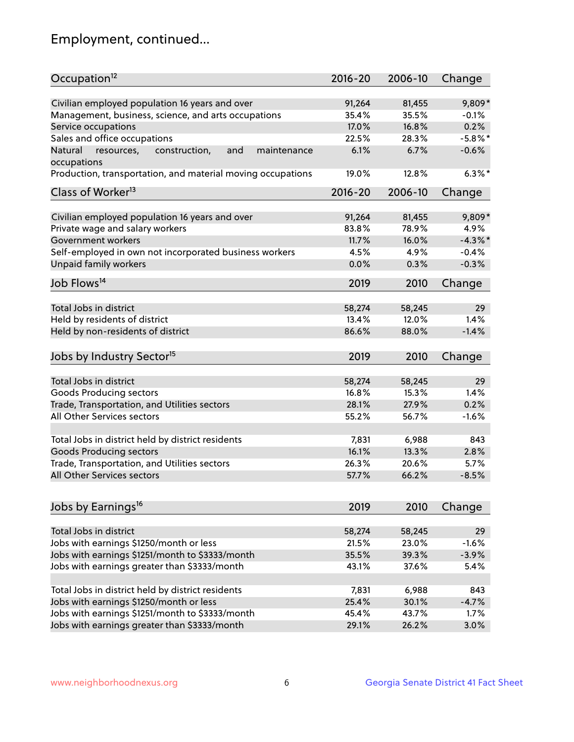# Employment, continued...

| Occupation[12] | 2016-20 | 2006-10 | Change |
|---|---|---|---|
| Civilian employed population 16 years and over | 91,264 | 81,455 | 9,809* |
| Management, business, science, and arts occupations | 35.4% | 35.5% | -0.1% |
| Service occupations | 17.0% | 16.8% | 0.2% |
| Sales and office occupations | 22.5% | 28.3% | -5.8%* |
| Natural resources, construction, and maintenance occupations | 6.1% | 6.7% | -0.6% |
| Production, transportation, and material moving occupations | 19.0% | 12.8% | 6.3%* |

| Class of Worker[13] | 2016-20 | 2006-10 | Change |
|---|---|---|---|
| Civilian employed population 16 years and over | 91,264 | 81,455 | 9,809* |
| Private wage and salary workers | 83.8% | 78.9% | 4.9% |
| Government workers | 11.7% | 16.0% | -4.3%* |
| Self-employed in own not incorporated business workers | 4.5% | 4.9% | -0.4% |
| Unpaid family workers | 0.0% | 0.3% | -0.3% |

| Job Flows[14] | 2019 | 2010 | Change |
|---|---|---|---|
| Total Jobs in district | 58,274 | 58,245 | 29 |
| Held by residents of district | 13.4% | 12.0% | 1.4% |
| Held by non-residents of district | 86.6% | 88.0% | -1.4% |

| Jobs by Industry Sector[15] | 2019 | 2010 | Change |
|---|---|---|---|
| Total Jobs in district | 58,274 | 58,245 | 29 |
| Goods Producing sectors | 16.8% | 15.3% | 1.4% |
| Trade, Transportation, and Utilities sectors | 28.1% | 27.9% | 0.2% |
| All Other Services sectors | 55.2% | 56.7% | -1.6% |
| | | | |
| Total Jobs in district held by district residents | 7,831 | 6,988 | 843 |
| Goods Producing sectors | 16.1% | 13.3% | 2.8% |
| Trade, Transportation, and Utilities sectors | 26.3% | 20.6% | 5.7% |
| All Other Services sectors | 57.7% | 66.2% | -8.5% |

| Jobs by Earnings[16] | 2019 | 2010 | Change |
|---|---|---|---|
| Total Jobs in district | 58,274 | 58,245 | 29 |
| Jobs with earnings $1250/month or less | 21.5% | 23.0% | -1.6% |
| Jobs with earnings $1251/month to $3333/month | 35.5% | 39.3% | -3.9% |
| Jobs with earnings greater than $3333/month | 43.1% | 37.6% | 5.4% |
| | | | |
| Total Jobs in district held by district residents | 7,831 | 6,988 | 843 |
| Jobs with earnings $1250/month or less | 25.4% | 30.1% | -4.7% |
| Jobs with earnings $1251/month to $3333/month | 45.4% | 43.7% | 1.7% |
| Jobs with earnings greater than $3333/month | 29.1% | 26.2% | 3.0% |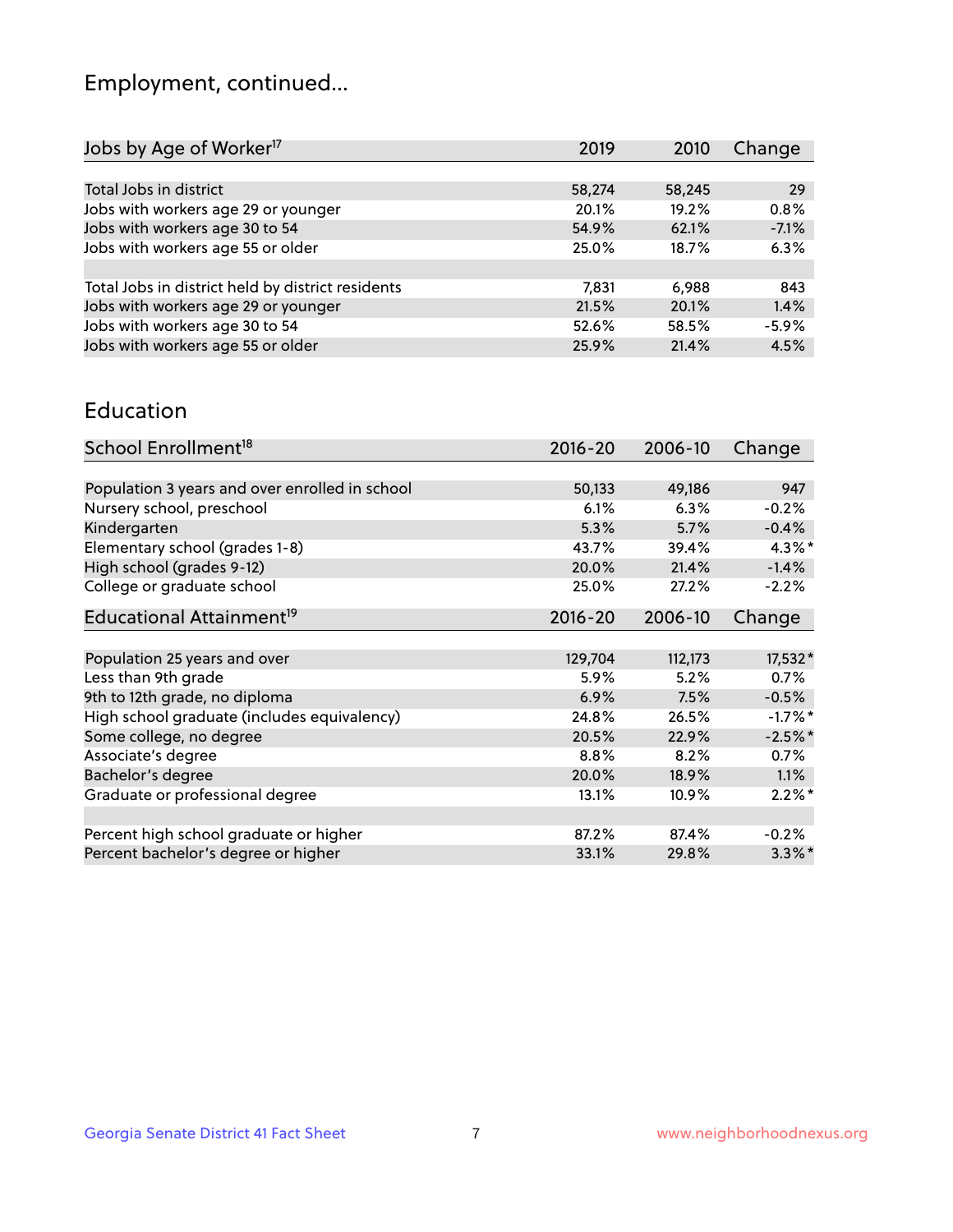# Employment, continued...

| Jobs by Age of Worker[17] | 2019 | 2010 | Change |
|---|---|---|---|
| Total Jobs in district | 58,274 | 58,245 | 29 |
| Jobs with workers age 29 or younger | 20.1% | 19.2% | 0.8% |
| Jobs with workers age 30 to 54 | 54.9% | 62.1% | -7.1% |
| Jobs with workers age 55 or older | 25.0% | 18.7% | 6.3% |
| | | | |
| Total Jobs in district held by district residents | 7,831 | 6,988 | 843 |
| Jobs with workers age 29 or younger | 21.5% | 20.1% | 1.4% |
| Jobs with workers age 30 to 54 | 52.6% | 58.5% | -5.9% |
| Jobs with workers age 55 or older | 25.9% | 21.4% | 4.5% |

## Education

| School Enrollment[18] | 2016-20 | 2006-10 | Change |
|---|---|---|---|
| Population 3 years and over enrolled in school | 50,133 | 49,186 | 947 |
| Nursery school, preschool | 6.1% | 6.3% | -0.2% |
| Kindergarten | 5.3% | 5.7% | -0.4% |
| Elementary school (grades 1-8) | 43.7% | 39.4% | 4.3%* |
| High school (grades 9-12) | 20.0% | 21.4% | -1.4% |
| College or graduate school | 25.0% | 27.2% | -2.2% |

| Educational Attainment[19] | 2016-20 | 2006-10 | Change |
|---|---|---|---|
| Population 25 years and over | 129,704 | 112,173 | 17,532* |
| Less than 9th grade | 5.9% | 5.2% | 0.7% |
| 9th to 12th grade, no diploma | 6.9% | 7.5% | -0.5% |
| High school graduate (includes equivalency) | 24.8% | 26.5% | -1.7%* |
| Some college, no degree | 20.5% | 22.9% | -2.5%* |
| Associate's degree | 8.8% | 8.2% | 0.7% |
| Bachelor's degree | 20.0% | 18.9% | 1.1% |
| Graduate or professional degree | 13.1% | 10.9% | 2.2%* |
| | | | |
| Percent high school graduate or higher | 87.2% | 87.4% | -0.2% |
| Percent bachelor's degree or higher | 33.1% | 29.8% | 3.3%* |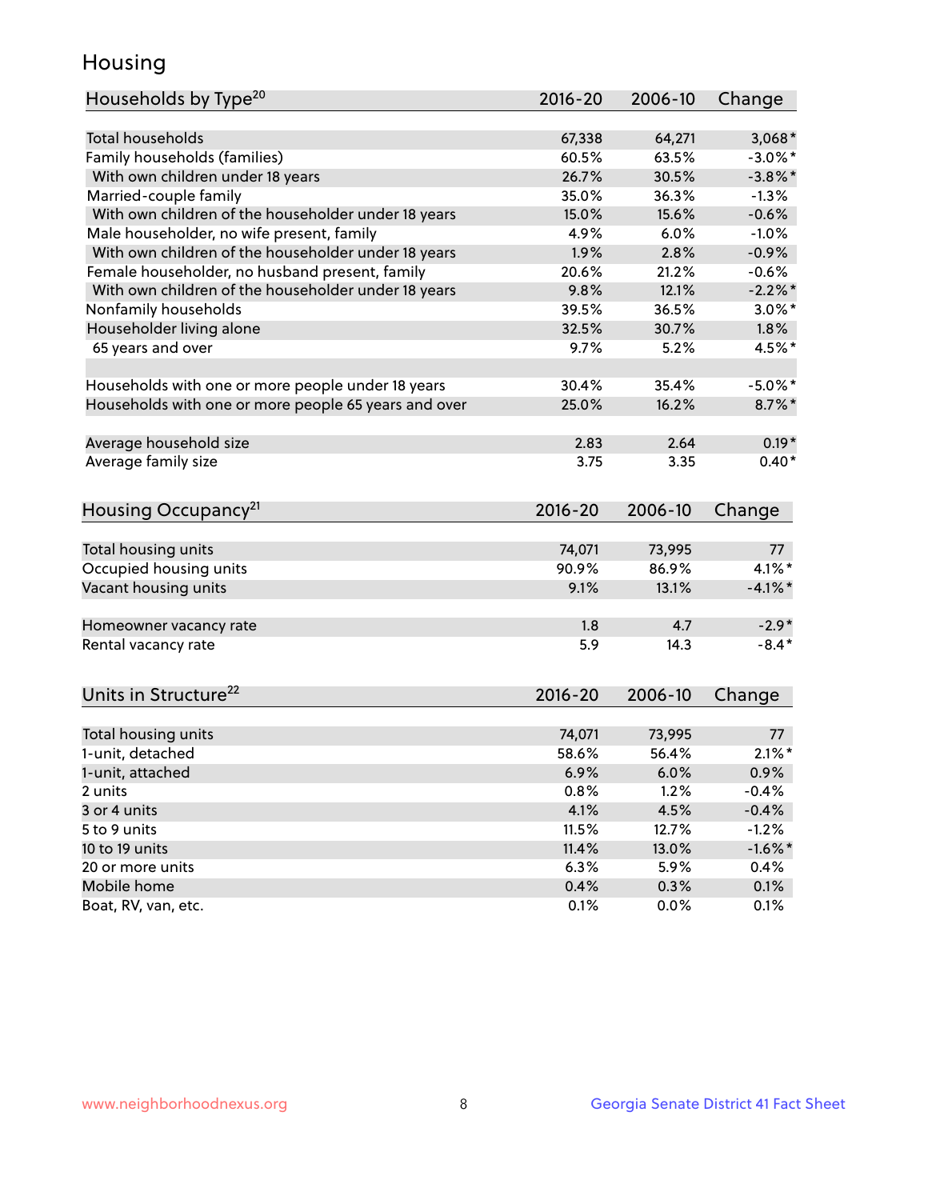# Housing

| Households by Type[20] | 2016-20 | 2006-10 | Change |
|---|---|---|---|
| Total households | 67,338 | 64,271 | 3,068* |
| Family households (families) | 60.5% | 63.5% | -3.0%* |
| With own children under 18 years | 26.7% | 30.5% | -3.8%* |
| Married-couple family | 35.0% | 36.3% | -1.3% |
| With own children of the householder under 18 years | 15.0% | 15.6% | -0.6% |
| Male householder, no wife present, family | 4.9% | 6.0% | -1.0% |
| With own children of the householder under 18 years | 1.9% | 2.8% | -0.9% |
| Female householder, no husband present, family | 20.6% | 21.2% | -0.6% |
| With own children of the householder under 18 years | 9.8% | 12.1% | -2.2%* |
| Nonfamily households | 39.5% | 36.5% | 3.0%* |
| Householder living alone | 32.5% | 30.7% | 1.8% |
| 65 years and over | 9.7% | 5.2% | 4.5%* |
| | | | |
| Households with one or more people under 18 years | 30.4% | 35.4% | -5.0%* |
| Households with one or more people 65 years and over | 25.0% | 16.2% | 8.7%* |
| | | | |
| Average household size | 2.83 | 2.64 | 0.19* |
| Average family size | 3.75 | 3.35 | 0.40* |

| Housing Occupancy[21] | 2016-20 | 2006-10 | Change |
|---|---|---|---|
| Total housing units | 74,071 | 73,995 | 77 |
| Occupied housing units | 90.9% | 86.9% | 4.1%* |
| Vacant housing units | 9.1% | 13.1% | -4.1%* |
| | | | |
| Homeowner vacancy rate | 1.8 | 4.7 | -2.9* |
| Rental vacancy rate | 5.9 | 14.3 | -8.4* |

| Units in Structure[22] | 2016-20 | 2006-10 | Change |
|---|---|---|---|
| Total housing units | 74,071 | 73,995 | 77 |
| 1-unit, detached | 58.6% | 56.4% | 2.1%* |
| 1-unit, attached | 6.9% | 6.0% | 0.9% |
| 2 units | 0.8% | 1.2% | -0.4% |
| 3 or 4 units | 4.1% | 4.5% | -0.4% |
| 5 to 9 units | 11.5% | 12.7% | -1.2% |
| 10 to 19 units | 11.4% | 13.0% | -1.6%* |
| 20 or more units | 6.3% | 5.9% | 0.4% |
| Mobile home | 0.4% | 0.3% | 0.1% |
| Boat, RV, van, etc. | 0.1% | 0.0% | 0.1% |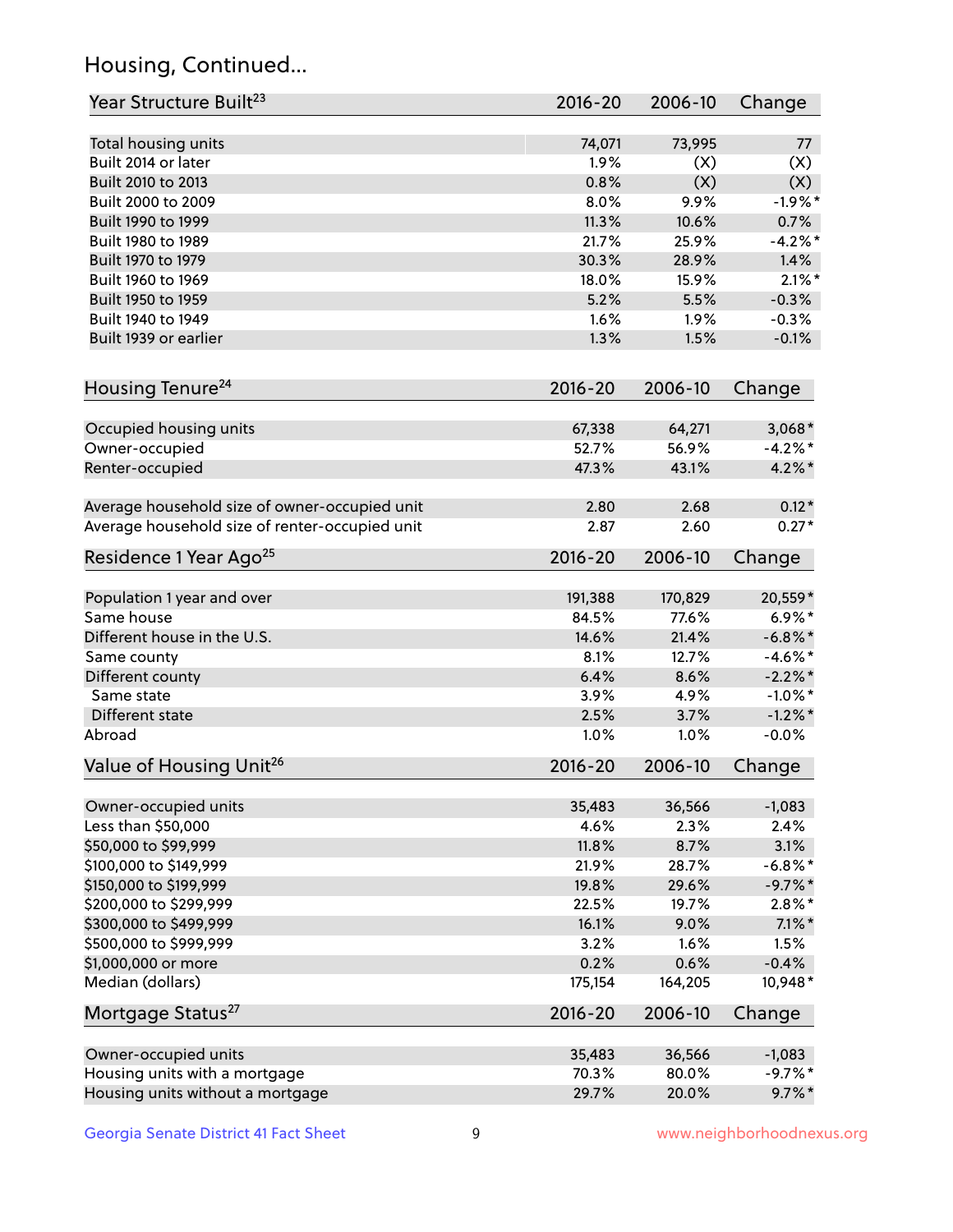## Housing, Continued...

| Year Structure Built[23] | 2016-20 | 2006-10 | Change |
|---|---|---|---|
| Total housing units | 74,071 | 73,995 | 77 |
| Built 2014 or later | 1.9% | (X) | (X) |
| Built 2010 to 2013 | 0.8% | (X) | (X) |
| Built 2000 to 2009 | 8.0% | 9.9% | -1.9%* |
| Built 1990 to 1999 | 11.3% | 10.6% | 0.7% |
| Built 1980 to 1989 | 21.7% | 25.9% | -4.2%* |
| Built 1970 to 1979 | 30.3% | 28.9% | 1.4% |
| Built 1960 to 1969 | 18.0% | 15.9% | 2.1%* |
| Built 1950 to 1959 | 5.2% | 5.5% | -0.3% |
| Built 1940 to 1949 | 1.6% | 1.9% | -0.3% |
| Built 1939 or earlier | 1.3% | 1.5% | -0.1% |

| Housing Tenure[24] | 2016-20 | 2006-10 | Change |
|---|---|---|---|
| Occupied housing units | 67,338 | 64,271 | 3,068* |
| Owner-occupied | 52.7% | 56.9% | -4.2%* |
| Renter-occupied | 47.3% | 43.1% | 4.2%* |
| Average household size of owner-occupied unit | 2.80 | 2.68 | 0.12* |
| Average household size of renter-occupied unit | 2.87 | 2.60 | 0.27* |

| Residence 1 Year Ago[25] | 2016-20 | 2006-10 | Change |
|---|---|---|---|
| Population 1 year and over | 191,388 | 170,829 | 20,559* |
| Same house | 84.5% | 77.6% | 6.9%* |
| Different house in the U.S. | 14.6% | 21.4% | -6.8%* |
| Same county | 8.1% | 12.7% | -4.6%* |
| Different county | 6.4% | 8.6% | -2.2%* |
| Same state | 3.9% | 4.9% | -1.0%* |
| Different state | 2.5% | 3.7% | -1.2%* |
| Abroad | 1.0% | 1.0% | -0.0% |

| Value of Housing Unit[26] | 2016-20 | 2006-10 | Change |
|---|---|---|---|
| Owner-occupied units | 35,483 | 36,566 | -1,083 |
| Less than $50,000 | 4.6% | 2.3% | 2.4% |
| $50,000 to $99,999 | 11.8% | 8.7% | 3.1% |
| $100,000 to $149,999 | 21.9% | 28.7% | -6.8%* |
| $150,000 to $199,999 | 19.8% | 29.6% | -9.7%* |
| $200,000 to $299,999 | 22.5% | 19.7% | 2.8%* |
| $300,000 to $499,999 | 16.1% | 9.0% | 7.1%* |
| $500,000 to $999,999 | 3.2% | 1.6% | 1.5% |
| $1,000,000 or more | 0.2% | 0.6% | -0.4% |
| Median (dollars) | 175,154 | 164,205 | 10,948* |

| Mortgage Status[27] | 2016-20 | 2006-10 | Change |
|---|---|---|---|
| Owner-occupied units | 35,483 | 36,566 | -1,083 |
| Housing units with a mortgage | 70.3% | 80.0% | -9.7%* |
| Housing units without a mortgage | 29.7% | 20.0% | 9.7%* |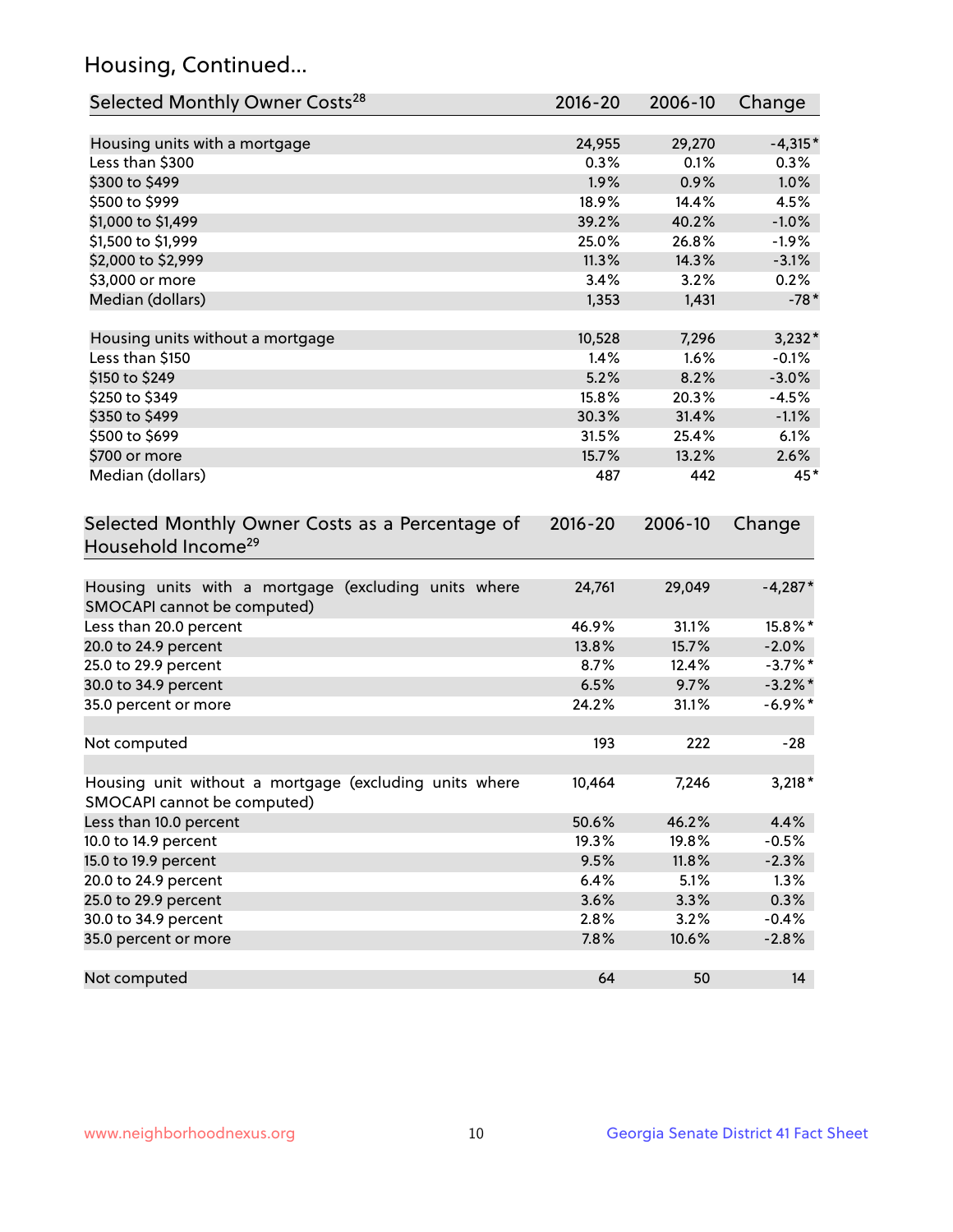## Housing, Continued...

| Selected Monthly Owner Costs[28] | 2016-20 | 2006-10 | Change |
|---|---|---|---|
| Housing units with a mortgage | 24,955 | 29,270 | -4,315* |
| Less than $300 | 0.3% | 0.1% | 0.3% |
| $300 to $499 | 1.9% | 0.9% | 1.0% |
| $500 to $999 | 18.9% | 14.4% | 4.5% |
| $1,000 to $1,499 | 39.2% | 40.2% | -1.0% |
| $1,500 to $1,999 | 25.0% | 26.8% | -1.9% |
| $2,000 to $2,999 | 11.3% | 14.3% | -3.1% |
| $3,000 or more | 3.4% | 3.2% | 0.2% |
| Median (dollars) | 1,353 | 1,431 | -78* |
| | | | |
| Housing units without a mortgage | 10,528 | 7,296 | 3,232* |
| Less than $150 | 1.4% | 1.6% | -0.1% |
| $150 to $249 | 5.2% | 8.2% | -3.0% |
| $250 to $349 | 15.8% | 20.3% | -4.5% |
| $350 to $499 | 30.3% | 31.4% | -1.1% |
| $500 to $699 | 31.5% | 25.4% | 6.1% |
| $700 or more | 15.7% | 13.2% | 2.6% |
| Median (dollars) | 487 | 442 | 45* |

| Selected Monthly Owner Costs as a Percentage of Household Income[29] | 2016-20 | 2006-10 | Change |
|---|---|---|---|
| Housing units with a mortgage (excluding units where SMOCAPI cannot be computed) | 24,761 | 29,049 | -4,287* |
| Less than 20.0 percent | 46.9% | 31.1% | 15.8%* |
| 20.0 to 24.9 percent | 13.8% | 15.7% | -2.0% |
| 25.0 to 29.9 percent | 8.7% | 12.4% | -3.7%* |
| 30.0 to 34.9 percent | 6.5% | 9.7% | -3.2%* |
| 35.0 percent or more | 24.2% | 31.1% | -6.9%* |
| | | | |
| Not computed | 193 | 222 | -28 |
| | | | |
| Housing unit without a mortgage (excluding units where SMOCAPI cannot be computed) | 10,464 | 7,246 | 3,218* |
| Less than 10.0 percent | 50.6% | 46.2% | 4.4% |
| 10.0 to 14.9 percent | 19.3% | 19.8% | -0.5% |
| 15.0 to 19.9 percent | 9.5% | 11.8% | -2.3% |
| 20.0 to 24.9 percent | 6.4% | 5.1% | 1.3% |
| 25.0 to 29.9 percent | 3.6% | 3.3% | 0.3% |
| 30.0 to 34.9 percent | 2.8% | 3.2% | -0.4% |
| 35.0 percent or more | 7.8% | 10.6% | -2.8% |
| | | | |
| Not computed | 64 | 50 | 14 |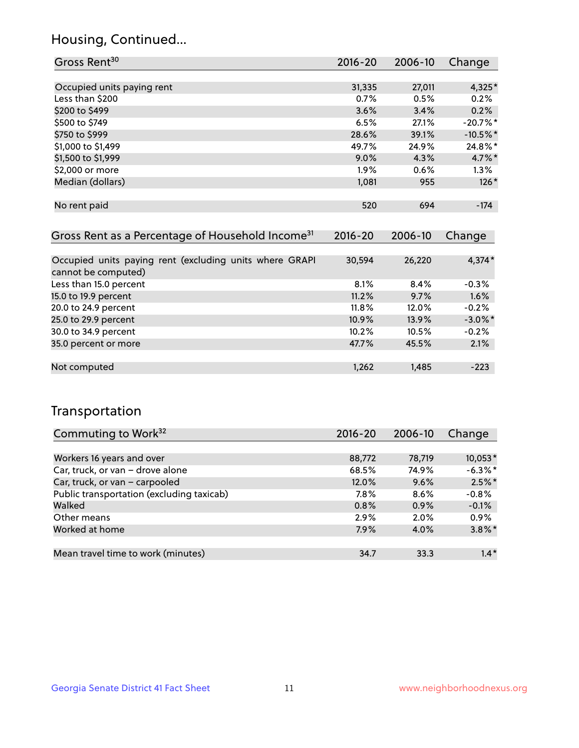## Housing, Continued...

| Gross Rent[30] | 2016-20 | 2006-10 | Change |
|---|---|---|---|
| Occupied units paying rent | 31,335 | 27,011 | 4,325* |
| Less than $200 | 0.7% | 0.5% | 0.2% |
| $200 to $499 | 3.6% | 3.4% | 0.2% |
| $500 to $749 | 6.5% | 27.1% | -20.7%* |
| $750 to $999 | 28.6% | 39.1% | -10.5%* |
| $1,000 to $1,499 | 49.7% | 24.9% | 24.8%* |
| $1,500 to $1,999 | 9.0% | 4.3% | 4.7%* |
| $2,000 or more | 1.9% | 0.6% | 1.3% |
| Median (dollars) | 1,081 | 955 | 126* |
| No rent paid | 520 | 694 | -174 |

| Gross Rent as a Percentage of Household Income[31] | 2016-20 | 2006-10 | Change |
|---|---|---|---|
| Occupied units paying rent (excluding units where GRAPI cannot be computed) | 30,594 | 26,220 | 4,374* |
| Less than 15.0 percent | 8.1% | 8.4% | -0.3% |
| 15.0 to 19.9 percent | 11.2% | 9.7% | 1.6% |
| 20.0 to 24.9 percent | 11.8% | 12.0% | -0.2% |
| 25.0 to 29.9 percent | 10.9% | 13.9% | -3.0%* |
| 30.0 to 34.9 percent | 10.2% | 10.5% | -0.2% |
| 35.0 percent or more | 47.7% | 45.5% | 2.1% |
| Not computed | 1,262 | 1,485 | -223 |

## Transportation

| Commuting to Work[32] | 2016-20 | 2006-10 | Change |
|---|---|---|---|
| Workers 16 years and over | 88,772 | 78,719 | 10,053* |
| Car, truck, or van – drove alone | 68.5% | 74.9% | -6.3%* |
| Car, truck, or van – carpooled | 12.0% | 9.6% | 2.5%* |
| Public transportation (excluding taxicab) | 7.8% | 8.6% | -0.8% |
| Walked | 0.8% | 0.9% | -0.1% |
| Other means | 2.9% | 2.0% | 0.9% |
| Worked at home | 7.9% | 4.0% | 3.8%* |
| Mean travel time to work (minutes) | 34.7 | 33.3 | 1.4* |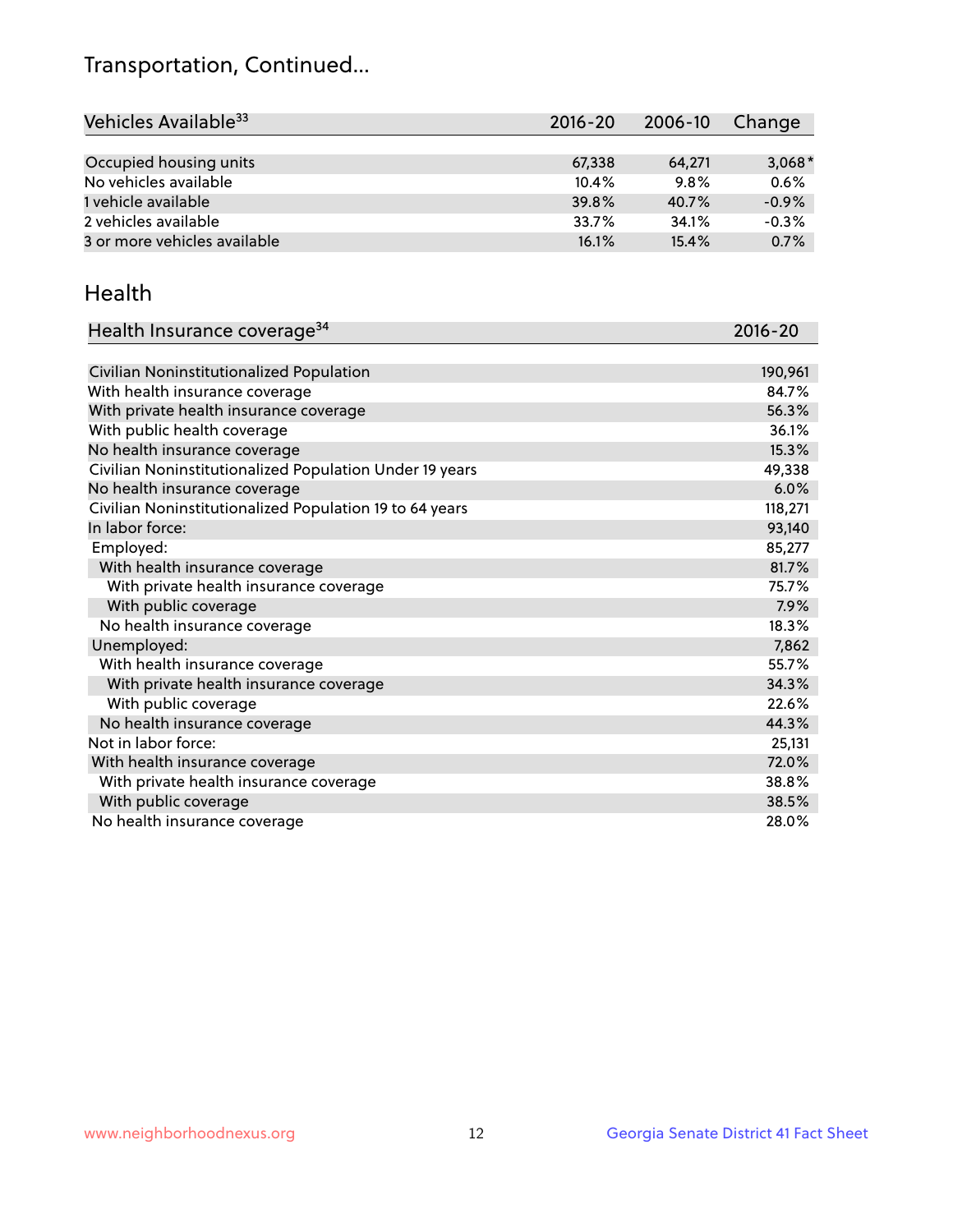# Transportation, Continued...

| Vehicles Available[33] | 2016-20 | 2006-10 | Change |
|---|---|---|---|
| Occupied housing units | 67,338 | 64,271 | 3,068* |
| No vehicles available | 10.4% | 9.8% | 0.6% |
| 1 vehicle available | 39.8% | 40.7% | -0.9% |
| 2 vehicles available | 33.7% | 34.1% | -0.3% |
| 3 or more vehicles available | 16.1% | 15.4% | 0.7% |

## Health

| Health Insurance coverage[34] | 2016-20 |
|---|---|
| Civilian Noninstitutionalized Population | 190,961 |
| With health insurance coverage | 84.7% |
| With private health insurance coverage | 56.3% |
| With public health coverage | 36.1% |
| No health insurance coverage | 15.3% |
| Civilian Noninstitutionalized Population Under 19 years | 49,338 |
| No health insurance coverage | 6.0% |
| Civilian Noninstitutionalized Population 19 to 64 years | 118,271 |
| In labor force: | 93,140 |
| Employed: | 85,277 |
| With health insurance coverage | 81.7% |
| With private health insurance coverage | 75.7% |
| With public coverage | 7.9% |
| No health insurance coverage | 18.3% |
| Unemployed: | 7,862 |
| With health insurance coverage | 55.7% |
| With private health insurance coverage | 34.3% |
| With public coverage | 22.6% |
| No health insurance coverage | 44.3% |
| Not in labor force: | 25,131 |
| With health insurance coverage | 72.0% |
| With private health insurance coverage | 38.8% |
| With public coverage | 38.5% |
| No health insurance coverage | 28.0% |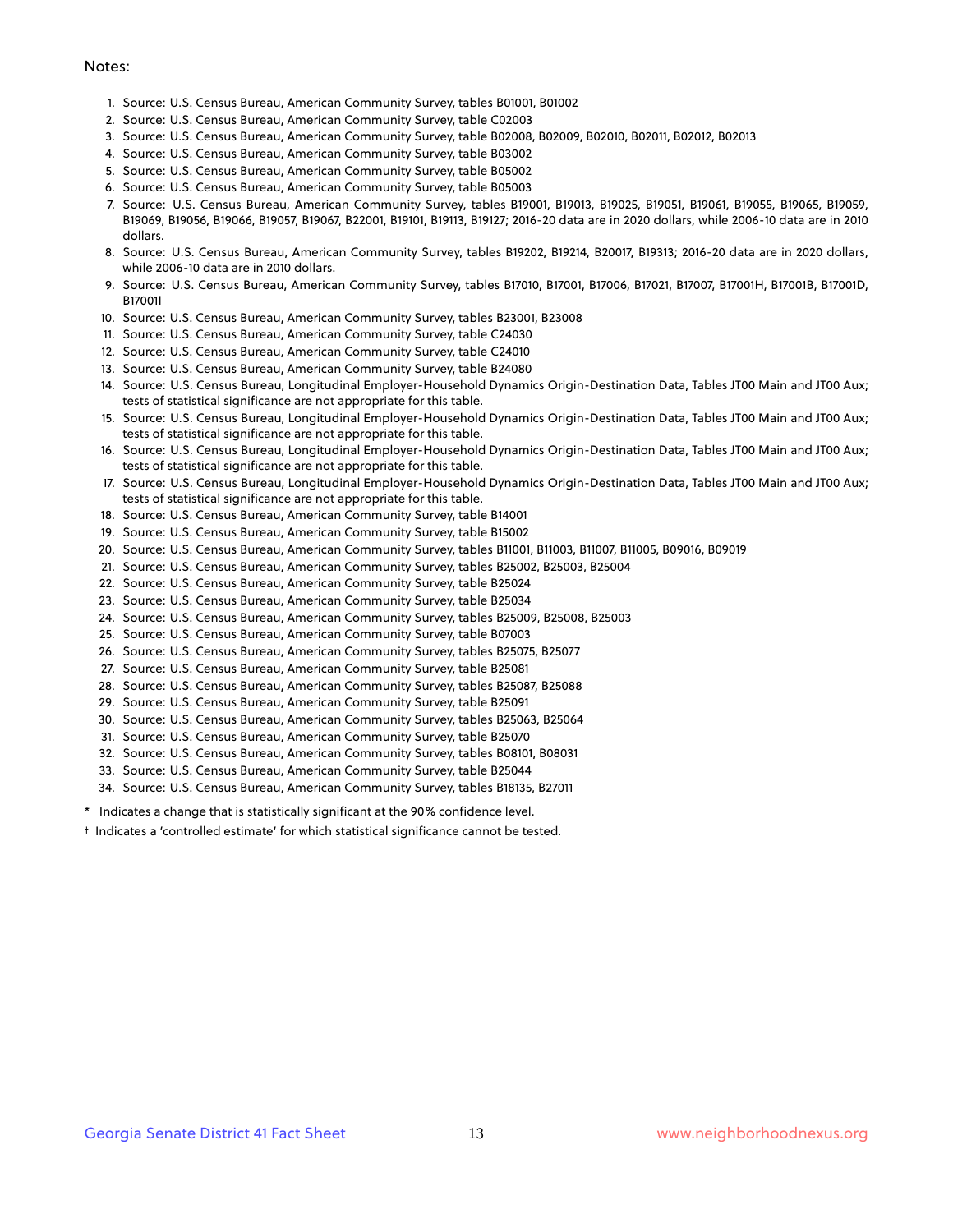Notes:

1. Source: U.S. Census Bureau, American Community Survey, tables B01001, B01002
2. Source: U.S. Census Bureau, American Community Survey, table C02003
3. Source: U.S. Census Bureau, American Community Survey, table B02008, B02009, B02010, B02011, B02012, B02013
4. Source: U.S. Census Bureau, American Community Survey, table B03002
5. Source: U.S. Census Bureau, American Community Survey, table B05002
6. Source: U.S. Census Bureau, American Community Survey, table B05003
7. Source: U.S. Census Bureau, American Community Survey, tables B19001, B19013, B19025, B19051, B19061, B19055, B19065, B19059, B19069, B19056, B19066, B19057, B19067, B22001, B19101, B19113, B19127; 2016-20 data are in 2020 dollars, while 2006-10 data are in 2010 dollars.
8. Source: U.S. Census Bureau, American Community Survey, tables B19202, B19214, B20017, B19313; 2016-20 data are in 2020 dollars, while 2006-10 data are in 2010 dollars.
9. Source: U.S. Census Bureau, American Community Survey, tables B17010, B17001, B17006, B17021, B17007, B17001H, B17001B, B17001D, B17001I
10. Source: U.S. Census Bureau, American Community Survey, tables B23001, B23008
11. Source: U.S. Census Bureau, American Community Survey, table C24030
12. Source: U.S. Census Bureau, American Community Survey, table C24010
13. Source: U.S. Census Bureau, American Community Survey, table B24080
14. Source: U.S. Census Bureau, Longitudinal Employer-Household Dynamics Origin-Destination Data, Tables JT00 Main and JT00 Aux; tests of statistical significance are not appropriate for this table.
15. Source: U.S. Census Bureau, Longitudinal Employer-Household Dynamics Origin-Destination Data, Tables JT00 Main and JT00 Aux; tests of statistical significance are not appropriate for this table.
16. Source: U.S. Census Bureau, Longitudinal Employer-Household Dynamics Origin-Destination Data, Tables JT00 Main and JT00 Aux; tests of statistical significance are not appropriate for this table.
17. Source: U.S. Census Bureau, Longitudinal Employer-Household Dynamics Origin-Destination Data, Tables JT00 Main and JT00 Aux; tests of statistical significance are not appropriate for this table.
18. Source: U.S. Census Bureau, American Community Survey, table B14001
19. Source: U.S. Census Bureau, American Community Survey, table B15002
20. Source: U.S. Census Bureau, American Community Survey, tables B11001, B11003, B11007, B11005, B09016, B09019
21. Source: U.S. Census Bureau, American Community Survey, tables B25002, B25003, B25004
22. Source: U.S. Census Bureau, American Community Survey, table B25024
23. Source: U.S. Census Bureau, American Community Survey, table B25034
24. Source: U.S. Census Bureau, American Community Survey, tables B25009, B25008, B25003
25. Source: U.S. Census Bureau, American Community Survey, table B07003
26. Source: U.S. Census Bureau, American Community Survey, tables B25075, B25077
27. Source: U.S. Census Bureau, American Community Survey, table B25081
28. Source: U.S. Census Bureau, American Community Survey, tables B25087, B25088
29. Source: U.S. Census Bureau, American Community Survey, table B25091
30. Source: U.S. Census Bureau, American Community Survey, tables B25063, B25064
31. Source: U.S. Census Bureau, American Community Survey, table B25070
32. Source: U.S. Census Bureau, American Community Survey, tables B08101, B08031
33. Source: U.S. Census Bureau, American Community Survey, table B25044
34. Source: U.S. Census Bureau, American Community Survey, tables B18135, B27011

\* Indicates a change that is statistically significant at the 90% confidence level.

† Indicates a 'controlled estimate' for which statistical significance cannot be tested.